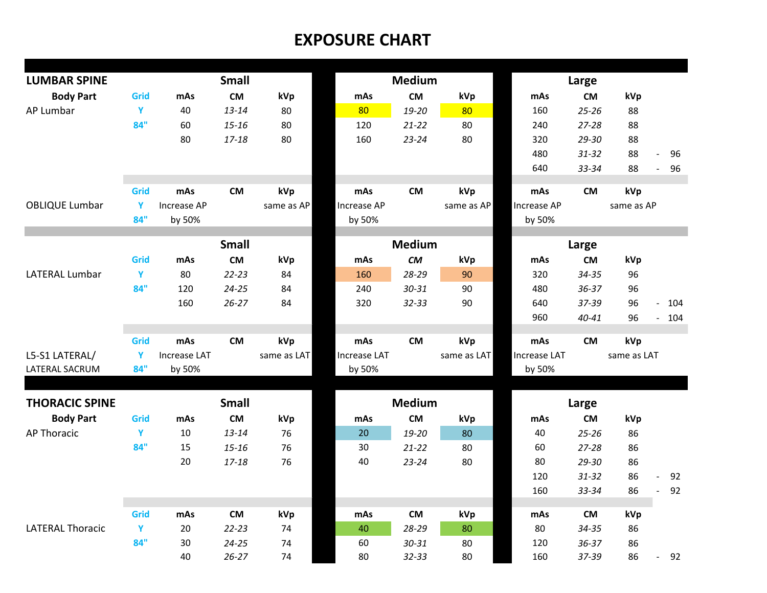# EXPOSURE CHART

## LUMBAR SPINE

| Body Part | Grid | Small mAs | Small CM | Small kVp | Medium mAs | Medium CM | Medium kVp | Large mAs | Large CM | Large kVp |
|---|---|---|---|---|---|---|---|---|---|---|
| AP Lumbar | Y | 40 | *13-14* | 80 | 80 | *19-20* | 80 | 160 | *25-26* | 88 |
| | 84" | 60 | *15-16* | 80 | 120 | *21-22* | 80 | 240 | *27-28* | 88 |
| | | 80 | *17-18* | 80 | 160 | *23-24* | 80 | 320 | *29-30* | 88 |
| | | | | | | | | 480 | *31-32* | 88 - 96 |
| | | | | | | | | 640 | *33-34* | 88 - 96 |

| Body Part | Grid | Small mAs | Small CM | Small kVp | Medium mAs | Medium CM | Medium kVp | Large mAs | Large CM | Large kVp |
|---|---|---|---|---|---|---|---|---|---|---|
| OBLIQUE Lumbar | Y | Increase AP | | same as AP | Increase AP | | same as AP | Increase AP | | same as AP |
| | 84" | by 50% | | | by 50% | | | by 50% | | |

| Body Part | Grid | Small mAs | Small CM | Small kVp | Medium mAs | Medium CM | Medium kVp | Large mAs | Large CM | Large kVp |
|---|---|---|---|---|---|---|---|---|---|---|
| LATERAL Lumbar | Y | 80 | *22-23* | 84 | 160 | *28-29* | 90 | 320 | *34-35* | 96 |
| | 84" | 120 | *24-25* | 84 | 240 | *30-31* | 90 | 480 | *36-37* | 96 |
| | | 160 | *26-27* | 84 | 320 | *32-33* | 90 | 640 | *37-39* | 96 - 104 |
| | | | | | | | | 960 | *40-41* | 96 - 104 |

| Body Part | Grid | Small mAs | Small CM | Small kVp | Medium mAs | Medium CM | Medium kVp | Large mAs | Large CM | Large kVp |
|---|---|---|---|---|---|---|---|---|---|---|
| L5-S1 LATERAL/ | Y | Increase LAT | | same as LAT | Increase LAT | | same as LAT | Increase LAT | | same as LAT |
| LATERAL SACRUM | 84" | by 50% | | | by 50% | | | by 50% | | |

## THORACIC SPINE

| Body Part | Grid | Small mAs | Small CM | Small kVp | Medium mAs | Medium CM | Medium kVp | Large mAs | Large CM | Large kVp |
|---|---|---|---|---|---|---|---|---|---|---|
| AP Thoracic | Y | 10 | *13-14* | 76 | 20 | *19-20* | 80 | 40 | *25-26* | 86 |
| | 84" | 15 | *15-16* | 76 | 30 | *21-22* | 80 | 60 | *27-28* | 86 |
| | | 20 | *17-18* | 76 | 40 | *23-24* | 80 | 80 | *29-30* | 86 |
| | | | | | | | | 120 | *31-32* | 86 - 92 |
| | | | | | | | | 160 | *33-34* | 86 - 92 |

| Body Part | Grid | Small mAs | Small CM | Small kVp | Medium mAs | Medium CM | Medium kVp | Large mAs | Large CM | Large kVp |
|---|---|---|---|---|---|---|---|---|---|---|
| LATERAL Thoracic | Y | 20 | *22-23* | 74 | 40 | *28-29* | 80 | 80 | *34-35* | 86 |
| | 84" | 30 | *24-25* | 74 | 60 | *30-31* | 80 | 120 | *36-37* | 86 |
| | | 40 | *26-27* | 74 | 80 | *32-33* | 80 | 160 | *37-39* | 86 - 92 |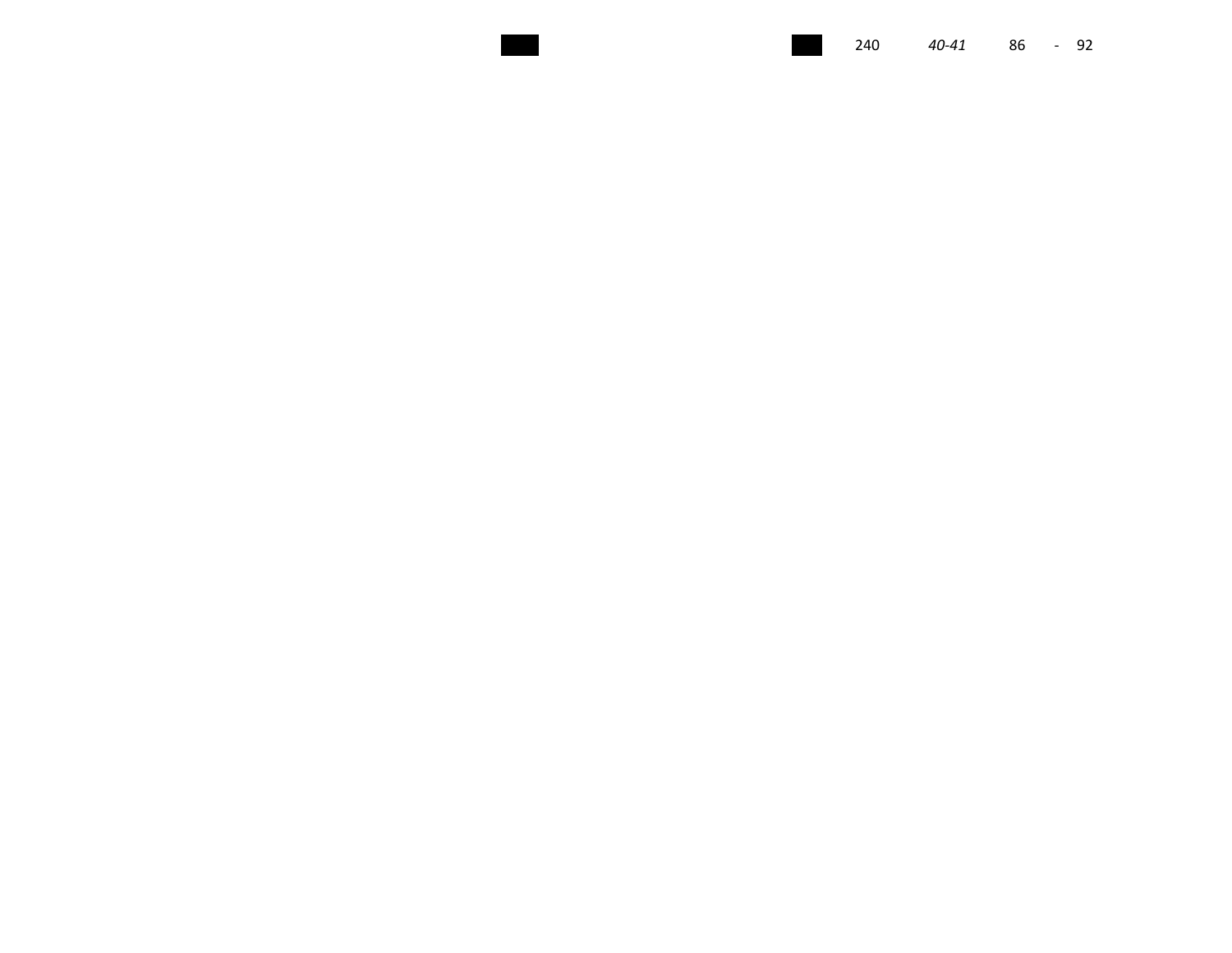| | | | | | | |
|---|---|---|---|---|---|---|
| ███ | ███ | 240 | *40-41* | 86 | - | 92 |